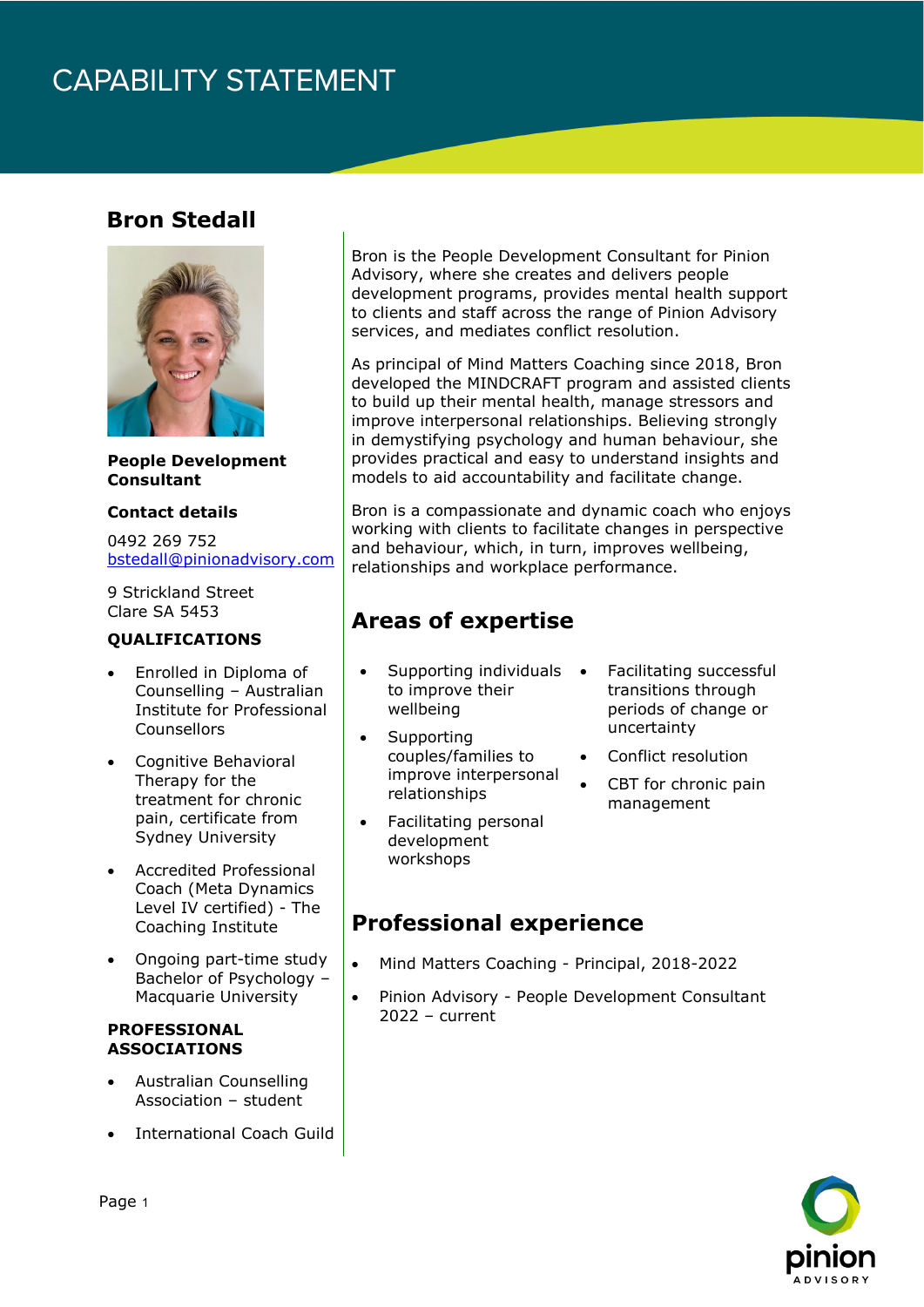# CAPABILITY STATEMENT

## Bron Stedall

**People Development Consultant**

**Contact details**

0492 269 752
bstedall@pinionadvisory.com

9 Strickland Street
Clare SA 5453

**QUALIFICATIONS**

- Enrolled in Diploma of Counselling – Australian Institute for Professional Counsellors
- Cognitive Behavioral Therapy for the treatment for chronic pain, certificate from Sydney University
- Accredited Professional Coach (Meta Dynamics Level IV certified) - The Coaching Institute
- Ongoing part-time study Bachelor of Psychology – Macquarie University

**PROFESSIONAL ASSOCIATIONS**

- Australian Counselling Association – student
- International Coach Guild

Bron is the People Development Consultant for Pinion Advisory, where she creates and delivers people development programs, provides mental health support to clients and staff across the range of Pinion Advisory services, and mediates conflict resolution.

As principal of Mind Matters Coaching since 2018, Bron developed the MINDCRAFT program and assisted clients to build up their mental health, manage stressors and improve interpersonal relationships. Believing strongly in demystifying psychology and human behaviour, she provides practical and easy to understand insights and models to aid accountability and facilitate change.

Bron is a compassionate and dynamic coach who enjoys working with clients to facilitate changes in perspective and behaviour, which, in turn, improves wellbeing, relationships and workplace performance.

## Areas of expertise

- Supporting individuals to improve their wellbeing
- Supporting couples/families to improve interpersonal relationships
- Facilitating personal development workshops
- Facilitating successful transitions through periods of change or uncertainty
- Conflict resolution
- CBT for chronic pain management

## Professional experience

- Mind Matters Coaching - Principal, 2018-2022
- Pinion Advisory - People Development Consultant 2022 – current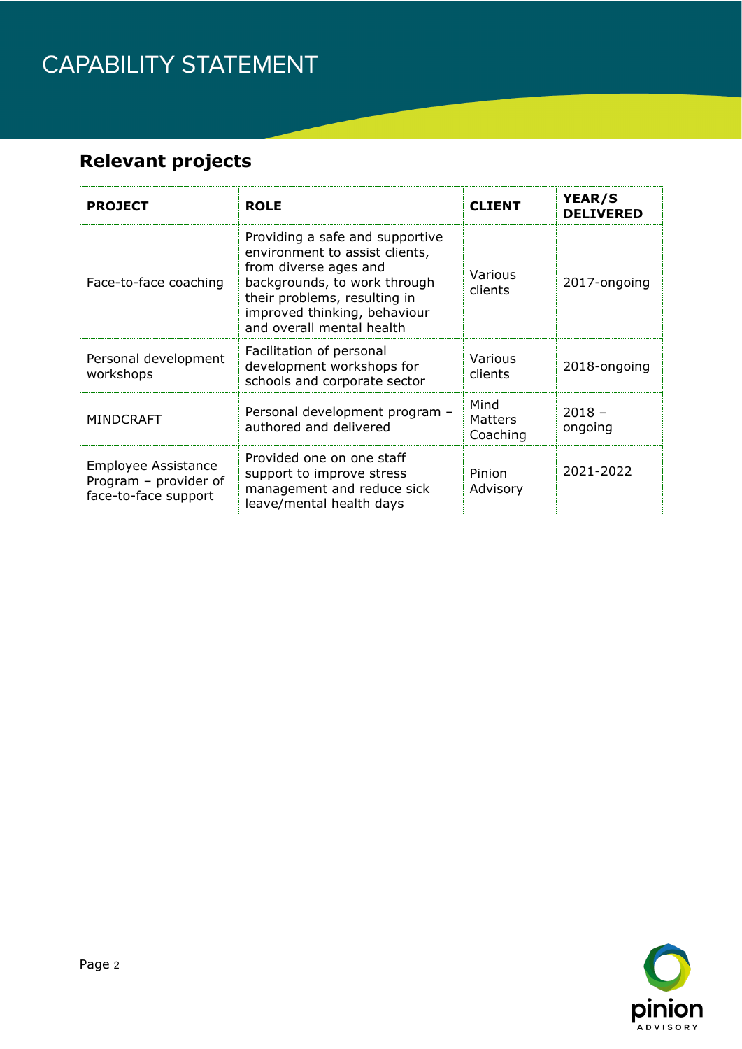# CAPABILITY STATEMENT

## Relevant projects

| PROJECT | ROLE | CLIENT | YEAR/S DELIVERED |
|---|---|---|---|
| Face-to-face coaching | Providing a safe and supportive environment to assist clients, from diverse ages and backgrounds, to work through their problems, resulting in improved thinking, behaviour and overall mental health | Various clients | 2017-ongoing |
| Personal development workshops | Facilitation of personal development workshops for schools and corporate sector | Various clients | 2018-ongoing |
| MINDCRAFT | Personal development program – authored and delivered | Mind Matters Coaching | 2018 – ongoing |
| Employee Assistance Program – provider of face-to-face support | Provided one on one staff support to improve stress management and reduce sick leave/mental health days | Pinion Advisory | 2021-2022 |